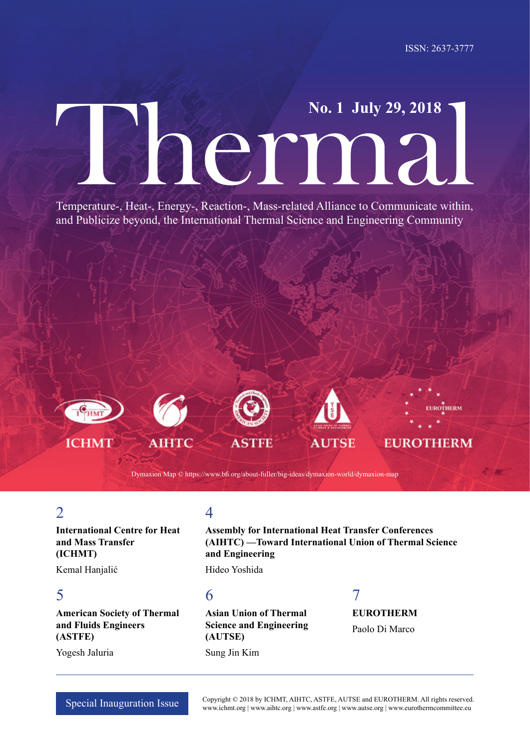ISSN: 2637-3777

# Thermal

**No. 1 July 29, 2018**

Temperature-, Heat-, Energy-, Reaction-, Mass-related Alliance to Communicate within, and Publicize beyond, the International Thermal Science and Engineering Community

ICHMT AIHTC ASTFE AUTSE EUROTHERM

Dymaxion Map © https://www.bfi.org/about-fuller/big-ideas/dymaxion-world/dymaxion-map

2
**International Centre for Heat and Mass Transfer (ICHMT)**
Kemal Hanjalić

4
**Assembly for International Heat Transfer Conferences (AIHTC) —Toward International Union of Thermal Science and Engineering**
Hideo Yoshida

5
**American Society of Thermal and Fluids Engineers (ASTFE)**
Yogesh Jaluria

6
**Asian Union of Thermal Science and Engineering (AUTSE)**
Sung Jin Kim

7
**EUROTHERM**
Paolo Di Marco

Special Inauguration Issue

Copyright © 2018 by ICHMT, AIHTC, ASTFE, AUTSE and EUROTHERM. All rights reserved.
www.ichmt.org | www.aihtc.org | www.astfe.org | www.autse.org | www.eurothermcommittee.eu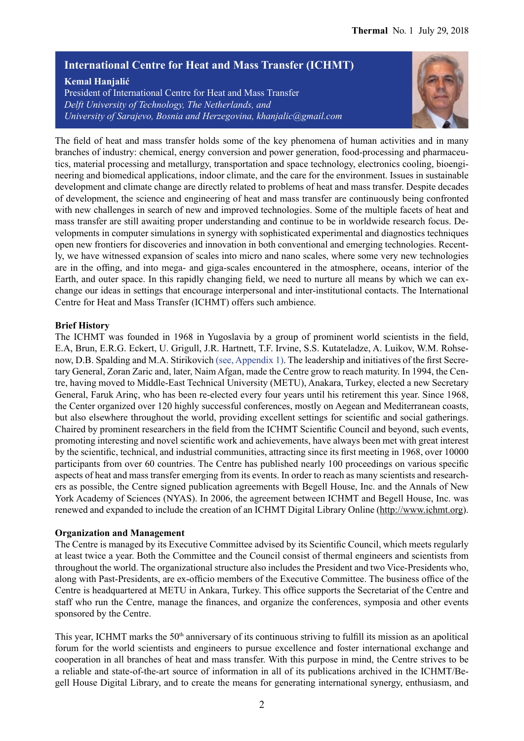## International Centre for Heat and Mass Transfer (ICHMT)

**Kemal Hanjalić**
President of International Centre for Heat and Mass Transfer
*Delft University of Technology, The Netherlands, and*
*University of Sarajevo, Bosnia and Herzegovina, khanjalic@gmail.com*

The field of heat and mass transfer holds some of the key phenomena of human activities and in many branches of industry: chemical, energy conversion and power generation, food-processing and pharmaceutics, material processing and metallurgy, transportation and space technology, electronics cooling, bioengineering and biomedical applications, indoor climate, and the care for the environment. Issues in sustainable development and climate change are directly related to problems of heat and mass transfer. Despite decades of development, the science and engineering of heat and mass transfer are continuously being confronted with new challenges in search of new and improved technologies. Some of the multiple facets of heat and mass transfer are still awaiting proper understanding and continue to be in worldwide research focus. Developments in computer simulations in synergy with sophisticated experimental and diagnostics techniques open new frontiers for discoveries and innovation in both conventional and emerging technologies. Recently, we have witnessed expansion of scales into micro and nano scales, where some very new technologies are in the offing, and into mega- and giga-scales encountered in the atmosphere, oceans, interior of the Earth, and outer space. In this rapidly changing field, we need to nurture all means by which we can exchange our ideas in settings that encourage interpersonal and inter-institutional contacts. The International Centre for Heat and Mass Transfer (ICHMT) offers such ambience.

**Brief History**

The ICHMT was founded in 1968 in Yugoslavia by a group of prominent world scientists in the field, E.A, Brun, E.R.G. Eckert, U. Grigull, J.R. Hartnett, T.F. Irvine, S.S. Kutateladze, A. Luikov, W.M. Rohsenow, D.B. Spalding and M.A. Stirikovich (see, Appendix 1). The leadership and initiatives of the first Secretary General, Zoran Zaric and, later, Naim Afgan, made the Centre grow to reach maturity. In 1994, the Centre, having moved to Middle-East Technical University (METU), Anakara, Turkey, elected a new Secretary General, Faruk Arinç, who has been re-elected every four years until his retirement this year. Since 1968, the Center organized over 120 highly successful conferences, mostly on Aegean and Mediterranean coasts, but also elsewhere throughout the world, providing excellent settings for scientific and social gatherings. Chaired by prominent researchers in the field from the ICHMT Scientific Council and beyond, such events, promoting interesting and novel scientific work and achievements, have always been met with great interest by the scientific, technical, and industrial communities, attracting since its first meeting in 1968, over 10000 participants from over 60 countries. The Centre has published nearly 100 proceedings on various specific aspects of heat and mass transfer emerging from its events. In order to reach as many scientists and researchers as possible, the Centre signed publication agreements with Begell House, Inc. and the Annals of New York Academy of Sciences (NYAS). In 2006, the agreement between ICHMT and Begell House, Inc. was renewed and expanded to include the creation of an ICHMT Digital Library Online (http://www.ichmt.org).

**Organization and Management**

The Centre is managed by its Executive Committee advised by its Scientific Council, which meets regularly at least twice a year. Both the Committee and the Council consist of thermal engineers and scientists from throughout the world. The organizational structure also includes the President and two Vice-Presidents who, along with Past-Presidents, are ex-officio members of the Executive Committee. The business office of the Centre is headquartered at METU in Ankara, Turkey. This office supports the Secretariat of the Centre and staff who run the Centre, manage the finances, and organize the conferences, symposia and other events sponsored by the Centre.

This year, ICHMT marks the 50th anniversary of its continuous striving to fulfill its mission as an apolitical forum for the world scientists and engineers to pursue excellence and foster international exchange and cooperation in all branches of heat and mass transfer. With this purpose in mind, the Centre strives to be a reliable and state-of-the-art source of information in all of its publications archived in the ICHMT/Begell House Digital Library, and to create the means for generating international synergy, enthusiasm, and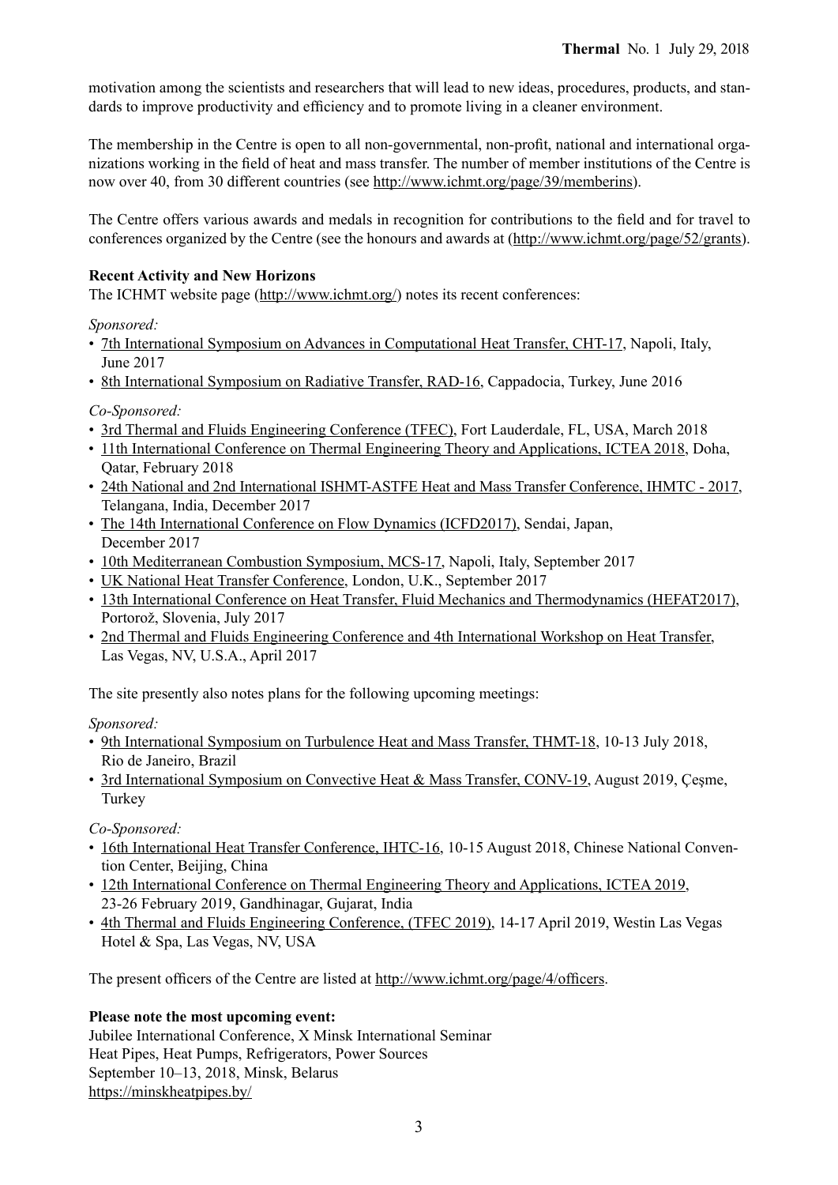motivation among the scientists and researchers that will lead to new ideas, procedures, products, and standards to improve productivity and efficiency and to promote living in a cleaner environment.

The membership in the Centre is open to all non-governmental, non-profit, national and international organizations working in the field of heat and mass transfer. The number of member institutions of the Centre is now over 40, from 30 different countries (see http://www.ichmt.org/page/39/memberins).

The Centre offers various awards and medals in recognition for contributions to the field and for travel to conferences organized by the Centre (see the honours and awards at (http://www.ichmt.org/page/52/grants).

**Recent Activity and New Horizons**

The ICHMT website page (http://www.ichmt.org/) notes its recent conferences:

*Sponsored:*

- 7th International Symposium on Advances in Computational Heat Transfer, CHT-17, Napoli, Italy, June 2017
- 8th International Symposium on Radiative Transfer, RAD-16, Cappadocia, Turkey, June 2016

*Co-Sponsored:*

- 3rd Thermal and Fluids Engineering Conference (TFEC), Fort Lauderdale, FL, USA, March 2018
- 11th International Conference on Thermal Engineering Theory and Applications, ICTEA 2018, Doha, Qatar, February 2018
- 24th National and 2nd International ISHMT-ASTFE Heat and Mass Transfer Conference, IHMTC - 2017, Telangana, India, December 2017
- The 14th International Conference on Flow Dynamics (ICFD2017), Sendai, Japan, December 2017
- 10th Mediterranean Combustion Symposium, MCS-17, Napoli, Italy, September 2017
- UK National Heat Transfer Conference, London, U.K., September 2017
- 13th International Conference on Heat Transfer, Fluid Mechanics and Thermodynamics (HEFAT2017), Portorož, Slovenia, July 2017
- 2nd Thermal and Fluids Engineering Conference and 4th International Workshop on Heat Transfer, Las Vegas, NV, U.S.A., April 2017

The site presently also notes plans for the following upcoming meetings:

*Sponsored:*

- 9th International Symposium on Turbulence Heat and Mass Transfer, THMT-18, 10-13 July 2018, Rio de Janeiro, Brazil
- 3rd International Symposium on Convective Heat & Mass Transfer, CONV-19, August 2019, Çeşme, Turkey

*Co-Sponsored:*

- 16th International Heat Transfer Conference, IHTC-16, 10-15 August 2018, Chinese National Convention Center, Beijing, China
- 12th International Conference on Thermal Engineering Theory and Applications, ICTEA 2019, 23-26 February 2019, Gandhinagar, Gujarat, India
- 4th Thermal and Fluids Engineering Conference, (TFEC 2019), 14-17 April 2019, Westin Las Vegas Hotel & Spa, Las Vegas, NV, USA

The present officers of the Centre are listed at http://www.ichmt.org/page/4/officers.

**Please note the most upcoming event:**

Jubilee International Conference, X Minsk International Seminar
Heat Pipes, Heat Pumps, Refrigerators, Power Sources
September 10–13, 2018, Minsk, Belarus
https://minskheatpipes.by/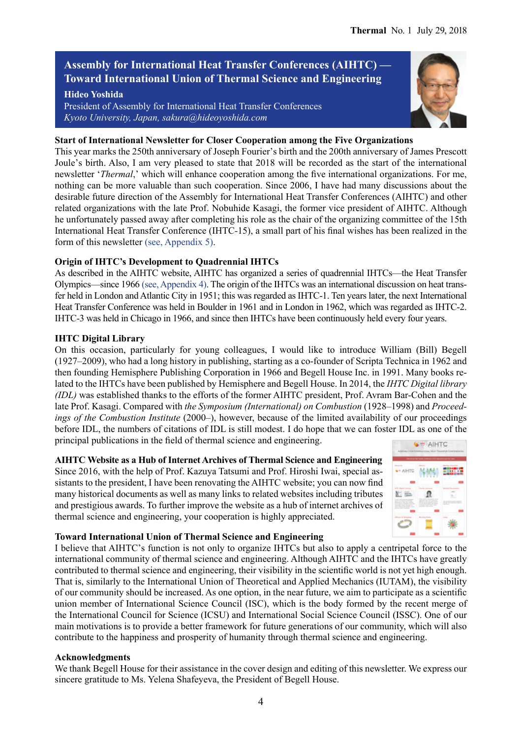# Assembly for International Heat Transfer Conferences (AIHTC) — Toward International Union of Thermal Science and Engineering

**Hideo Yoshida**
President of Assembly for International Heat Transfer Conferences
*Kyoto University, Japan, sakura@hideoyoshida.com*

### Start of International Newsletter for Closer Cooperation among the Five Organizations

This year marks the 250th anniversary of Joseph Fourier's birth and the 200th anniversary of James Prescott Joule's birth. Also, I am very pleased to state that 2018 will be recorded as the start of the international newsletter '*Thermal*,' which will enhance cooperation among the five international organizations. For me, nothing can be more valuable than such cooperation. Since 2006, I have had many discussions about the desirable future direction of the Assembly for International Heat Transfer Conferences (AIHTC) and other related organizations with the late Prof. Nobuhide Kasagi, the former vice president of AIHTC. Although he unfortunately passed away after completing his role as the chair of the organizing committee of the 15th International Heat Transfer Conference (IHTC-15), a small part of his final wishes has been realized in the form of this newsletter (see, Appendix 5).

### Origin of IHTC's Development to Quadrennial IHTCs

As described in the AIHTC website, AIHTC has organized a series of quadrennial IHTCs—the Heat Transfer Olympics—since 1966 (see, Appendix 4). The origin of the IHTCs was an international discussion on heat transfer held in London and Atlantic City in 1951; this was regarded as IHTC-1. Ten years later, the next International Heat Transfer Conference was held in Boulder in 1961 and in London in 1962, which was regarded as IHTC-2. IHTC-3 was held in Chicago in 1966, and since then IHTCs have been continuously held every four years.

### IHTC Digital Library

On this occasion, particularly for young colleagues, I would like to introduce William (Bill) Begell (1927–2009), who had a long history in publishing, starting as a co-founder of Scripta Technica in 1962 and then founding Hemisphere Publishing Corporation in 1966 and Begell House Inc. in 1991. Many books related to the IHTCs have been published by Hemisphere and Begell House. In 2014, the *IHTC Digital library (IDL)* was established thanks to the efforts of the former AIHTC president, Prof. Avram Bar-Cohen and the late Prof. Kasagi. Compared with *the Symposium (International) on Combustion* (1928–1998) and *Proceedings of the Combustion Institute* (2000–), however, because of the limited availability of our proceedings before IDL, the numbers of citations of IDL is still modest. I do hope that we can foster IDL as one of the principal publications in the field of thermal science and engineering.

### AIHTC Website as a Hub of Internet Archives of Thermal Science and Engineering

Since 2016, with the help of Prof. Kazuya Tatsumi and Prof. Hiroshi Iwai, special assistants to the president, I have been renovating the AIHTC website; you can now find many historical documents as well as many links to related websites including tributes and prestigious awards. To further improve the website as a hub of internet archives of thermal science and engineering, your cooperation is highly appreciated.

### Toward International Union of Thermal Science and Engineering

I believe that AIHTC's function is not only to organize IHTCs but also to apply a centripetal force to the international community of thermal science and engineering. Although AIHTC and the IHTCs have greatly contributed to thermal science and engineering, their visibility in the scientific world is not yet high enough. That is, similarly to the International Union of Theoretical and Applied Mechanics (IUTAM), the visibility of our community should be increased. As one option, in the near future, we aim to participate as a scientific union member of International Science Council (ISC), which is the body formed by the recent merge of the International Council for Science (ICSU) and International Social Science Council (ISSC). One of our main motivations is to provide a better framework for future generations of our community, which will also contribute to the happiness and prosperity of humanity through thermal science and engineering.

### Acknowledgments

We thank Begell House for their assistance in the cover design and editing of this newsletter. We express our sincere gratitude to Ms. Yelena Shafeyeva, the President of Begell House.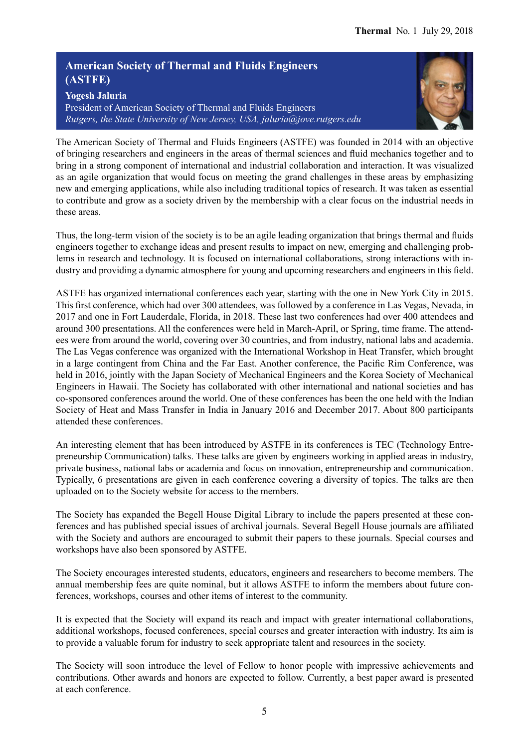## American Society of Thermal and Fluids Engineers (ASTFE)

**Yogesh Jaluria**
President of American Society of Thermal and Fluids Engineers
*Rutgers, the State University of New Jersey, USA, jaluria@jove.rutgers.edu*

The American Society of Thermal and Fluids Engineers (ASTFE) was founded in 2014 with an objective of bringing researchers and engineers in the areas of thermal sciences and fluid mechanics together and to bring in a strong component of international and industrial collaboration and interaction. It was visualized as an agile organization that would focus on meeting the grand challenges in these areas by emphasizing new and emerging applications, while also including traditional topics of research. It was taken as essential to contribute and grow as a society driven by the membership with a clear focus on the industrial needs in these areas.

Thus, the long-term vision of the society is to be an agile leading organization that brings thermal and fluids engineers together to exchange ideas and present results to impact on new, emerging and challenging problems in research and technology. It is focused on international collaborations, strong interactions with industry and providing a dynamic atmosphere for young and upcoming researchers and engineers in this field.

ASTFE has organized international conferences each year, starting with the one in New York City in 2015. This first conference, which had over 300 attendees, was followed by a conference in Las Vegas, Nevada, in 2017 and one in Fort Lauderdale, Florida, in 2018. These last two conferences had over 400 attendees and around 300 presentations. All the conferences were held in March-April, or Spring, time frame. The attendees were from around the world, covering over 30 countries, and from industry, national labs and academia. The Las Vegas conference was organized with the International Workshop in Heat Transfer, which brought in a large contingent from China and the Far East. Another conference, the Pacific Rim Conference, was held in 2016, jointly with the Japan Society of Mechanical Engineers and the Korea Society of Mechanical Engineers in Hawaii. The Society has collaborated with other international and national societies and has co-sponsored conferences around the world. One of these conferences has been the one held with the Indian Society of Heat and Mass Transfer in India in January 2016 and December 2017. About 800 participants attended these conferences.

An interesting element that has been introduced by ASTFE in its conferences is TEC (Technology Entrepreneurship Communication) talks. These talks are given by engineers working in applied areas in industry, private business, national labs or academia and focus on innovation, entrepreneurship and communication. Typically, 6 presentations are given in each conference covering a diversity of topics. The talks are then uploaded on to the Society website for access to the members.

The Society has expanded the Begell House Digital Library to include the papers presented at these conferences and has published special issues of archival journals. Several Begell House journals are affiliated with the Society and authors are encouraged to submit their papers to these journals. Special courses and workshops have also been sponsored by ASTFE.

The Society encourages interested students, educators, engineers and researchers to become members. The annual membership fees are quite nominal, but it allows ASTFE to inform the members about future conferences, workshops, courses and other items of interest to the community.

It is expected that the Society will expand its reach and impact with greater international collaborations, additional workshops, focused conferences, special courses and greater interaction with industry. Its aim is to provide a valuable forum for industry to seek appropriate talent and resources in the society.

The Society will soon introduce the level of Fellow to honor people with impressive achievements and contributions. Other awards and honors are expected to follow. Currently, a best paper award is presented at each conference.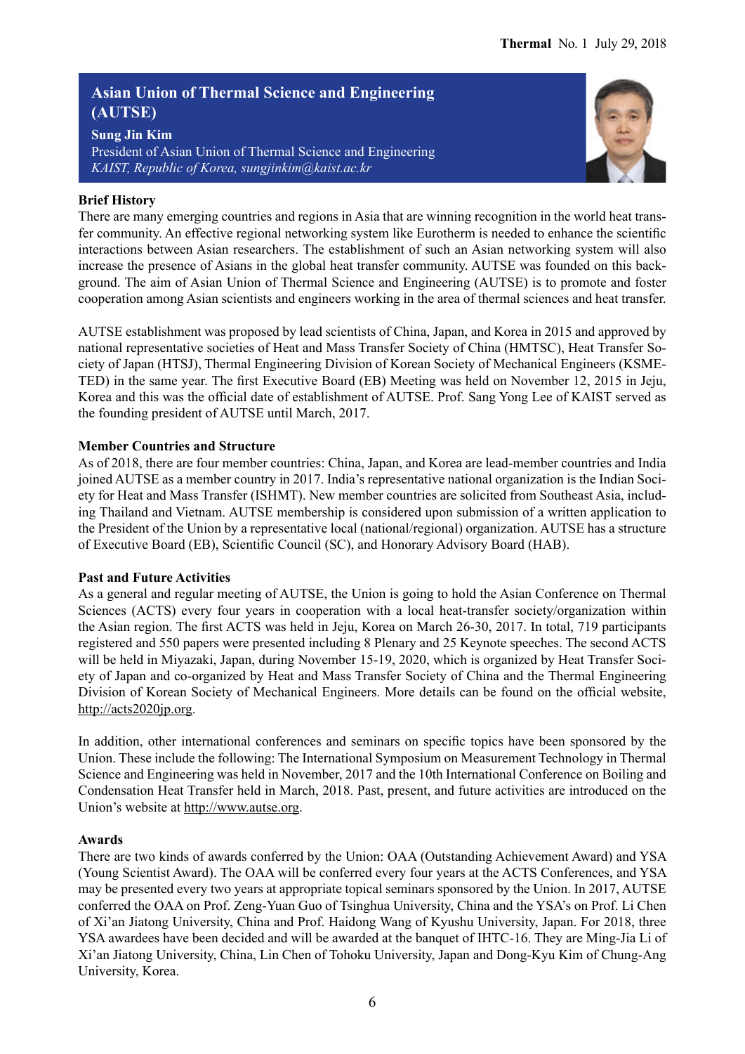## Asian Union of Thermal Science and Engineering (AUTSE)

**Sung Jin Kim**
President of Asian Union of Thermal Science and Engineering
*KAIST, Republic of Korea, sungjinkim@kaist.ac.kr*

### Brief History

There are many emerging countries and regions in Asia that are winning recognition in the world heat transfer community. An effective regional networking system like Eurotherm is needed to enhance the scientific interactions between Asian researchers. The establishment of such an Asian networking system will also increase the presence of Asians in the global heat transfer community. AUTSE was founded on this background. The aim of Asian Union of Thermal Science and Engineering (AUTSE) is to promote and foster cooperation among Asian scientists and engineers working in the area of thermal sciences and heat transfer.

AUTSE establishment was proposed by lead scientists of China, Japan, and Korea in 2015 and approved by national representative societies of Heat and Mass Transfer Society of China (HMTSC), Heat Transfer Society of Japan (HTSJ), Thermal Engineering Division of Korean Society of Mechanical Engineers (KSMETED) in the same year. The first Executive Board (EB) Meeting was held on November 12, 2015 in Jeju, Korea and this was the official date of establishment of AUTSE. Prof. Sang Yong Lee of KAIST served as the founding president of AUTSE until March, 2017.

### Member Countries and Structure

As of 2018, there are four member countries: China, Japan, and Korea are lead-member countries and India joined AUTSE as a member country in 2017. India's representative national organization is the Indian Society for Heat and Mass Transfer (ISHMT). New member countries are solicited from Southeast Asia, including Thailand and Vietnam. AUTSE membership is considered upon submission of a written application to the President of the Union by a representative local (national/regional) organization. AUTSE has a structure of Executive Board (EB), Scientific Council (SC), and Honorary Advisory Board (HAB).

### Past and Future Activities

As a general and regular meeting of AUTSE, the Union is going to hold the Asian Conference on Thermal Sciences (ACTS) every four years in cooperation with a local heat-transfer society/organization within the Asian region. The first ACTS was held in Jeju, Korea on March 26-30, 2017. In total, 719 participants registered and 550 papers were presented including 8 Plenary and 25 Keynote speeches. The second ACTS will be held in Miyazaki, Japan, during November 15-19, 2020, which is organized by Heat Transfer Society of Japan and co-organized by Heat and Mass Transfer Society of China and the Thermal Engineering Division of Korean Society of Mechanical Engineers. More details can be found on the official website, http://acts2020jp.org.

In addition, other international conferences and seminars on specific topics have been sponsored by the Union. These include the following: The International Symposium on Measurement Technology in Thermal Science and Engineering was held in November, 2017 and the 10th International Conference on Boiling and Condensation Heat Transfer held in March, 2018. Past, present, and future activities are introduced on the Union's website at http://www.autse.org.

### Awards

There are two kinds of awards conferred by the Union: OAA (Outstanding Achievement Award) and YSA (Young Scientist Award). The OAA will be conferred every four years at the ACTS Conferences, and YSA may be presented every two years at appropriate topical seminars sponsored by the Union. In 2017, AUTSE conferred the OAA on Prof. Zeng-Yuan Guo of Tsinghua University, China and the YSA's on Prof. Li Chen of Xi'an Jiatong University, China and Prof. Haidong Wang of Kyushu University, Japan. For 2018, three YSA awardees have been decided and will be awarded at the banquet of IHTC-16. They are Ming-Jia Li of Xi'an Jiatong University, China, Lin Chen of Tohoku University, Japan and Dong-Kyu Kim of Chung-Ang University, Korea.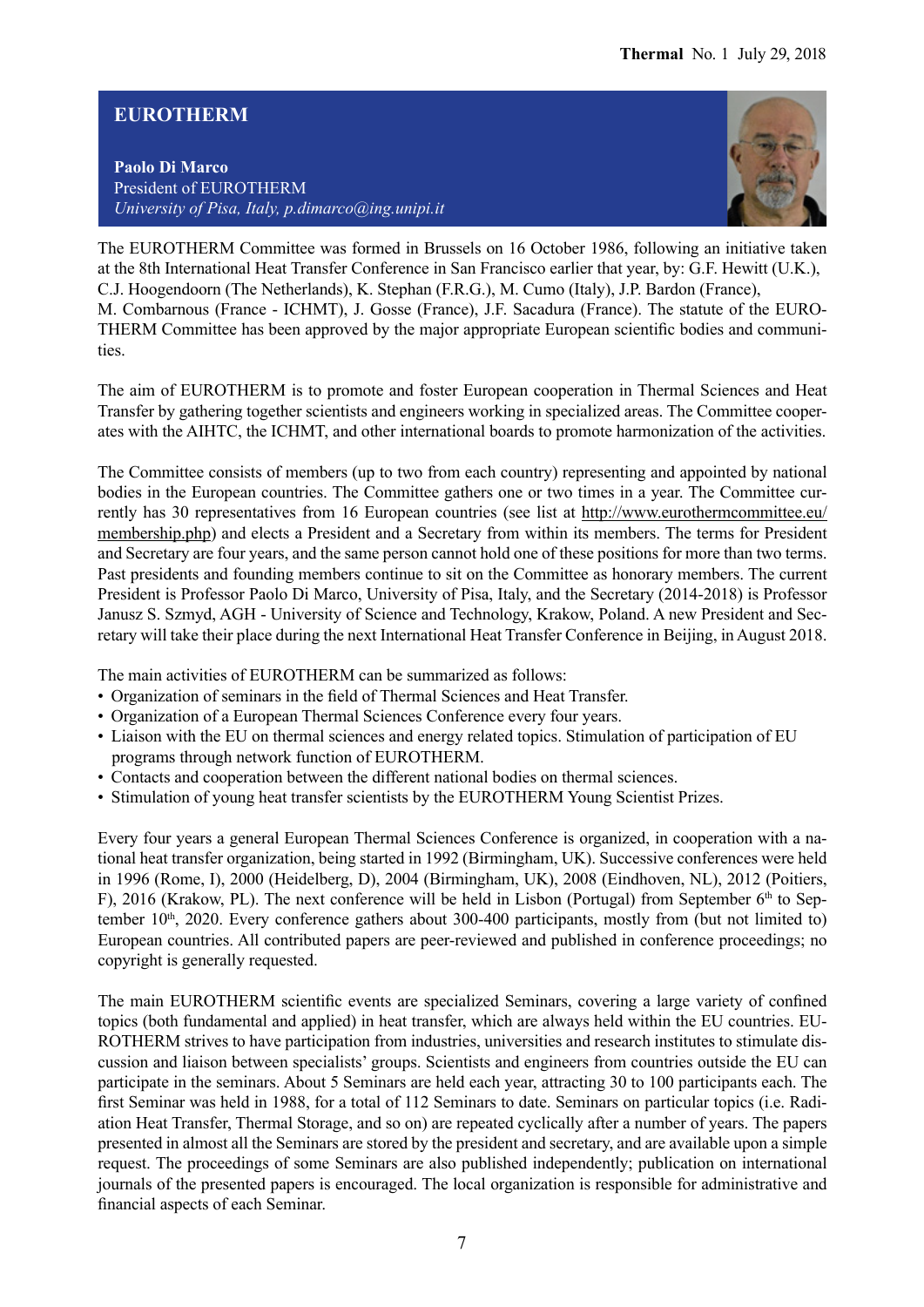# EUROTHERM

**Paolo Di Marco**
President of EUROTHERM
*University of Pisa, Italy, p.dimarco@ing.unipi.it*

The EUROTHERM Committee was formed in Brussels on 16 October 1986, following an initiative taken at the 8th International Heat Transfer Conference in San Francisco earlier that year, by: G.F. Hewitt (U.K.), C.J. Hoogendoorn (The Netherlands), K. Stephan (F.R.G.), M. Cumo (Italy), J.P. Bardon (France), M. Combarnous (France - ICHMT), J. Gosse (France), J.F. Sacadura (France). The statute of the EUROTHERM Committee has been approved by the major appropriate European scientific bodies and communities.

The aim of EUROTHERM is to promote and foster European cooperation in Thermal Sciences and Heat Transfer by gathering together scientists and engineers working in specialized areas. The Committee cooperates with the AIHTC, the ICHMT, and other international boards to promote harmonization of the activities.

The Committee consists of members (up to two from each country) representing and appointed by national bodies in the European countries. The Committee gathers one or two times in a year. The Committee currently has 30 representatives from 16 European countries (see list at http://www.eurothermcommittee.eu/membership.php) and elects a President and a Secretary from within its members. The terms for President and Secretary are four years, and the same person cannot hold one of these positions for more than two terms. Past presidents and founding members continue to sit on the Committee as honorary members. The current President is Professor Paolo Di Marco, University of Pisa, Italy, and the Secretary (2014-2018) is Professor Janusz S. Szmyd, AGH - University of Science and Technology, Krakow, Poland. A new President and Secretary will take their place during the next International Heat Transfer Conference in Beijing, in August 2018.

The main activities of EUROTHERM can be summarized as follows:

- Organization of seminars in the field of Thermal Sciences and Heat Transfer.
- Organization of a European Thermal Sciences Conference every four years.
- Liaison with the EU on thermal sciences and energy related topics. Stimulation of participation of EU programs through network function of EUROTHERM.
- Contacts and cooperation between the different national bodies on thermal sciences.
- Stimulation of young heat transfer scientists by the EUROTHERM Young Scientist Prizes.

Every four years a general European Thermal Sciences Conference is organized, in cooperation with a national heat transfer organization, being started in 1992 (Birmingham, UK). Successive conferences were held in 1996 (Rome, I), 2000 (Heidelberg, D), 2004 (Birmingham, UK), 2008 (Eindhoven, NL), 2012 (Poitiers, F), 2016 (Krakow, PL). The next conference will be held in Lisbon (Portugal) from September 6th to September 10th, 2020. Every conference gathers about 300-400 participants, mostly from (but not limited to) European countries. All contributed papers are peer-reviewed and published in conference proceedings; no copyright is generally requested.

The main EUROTHERM scientific events are specialized Seminars, covering a large variety of confined topics (both fundamental and applied) in heat transfer, which are always held within the EU countries. EUROTHERM strives to have participation from industries, universities and research institutes to stimulate discussion and liaison between specialists' groups. Scientists and engineers from countries outside the EU can participate in the seminars. About 5 Seminars are held each year, attracting 30 to 100 participants each. The first Seminar was held in 1988, for a total of 112 Seminars to date. Seminars on particular topics (i.e. Radiation Heat Transfer, Thermal Storage, and so on) are repeated cyclically after a number of years. The papers presented in almost all the Seminars are stored by the president and secretary, and are available upon a simple request. The proceedings of some Seminars are also published independently; publication on international journals of the presented papers is encouraged. The local organization is responsible for administrative and financial aspects of each Seminar.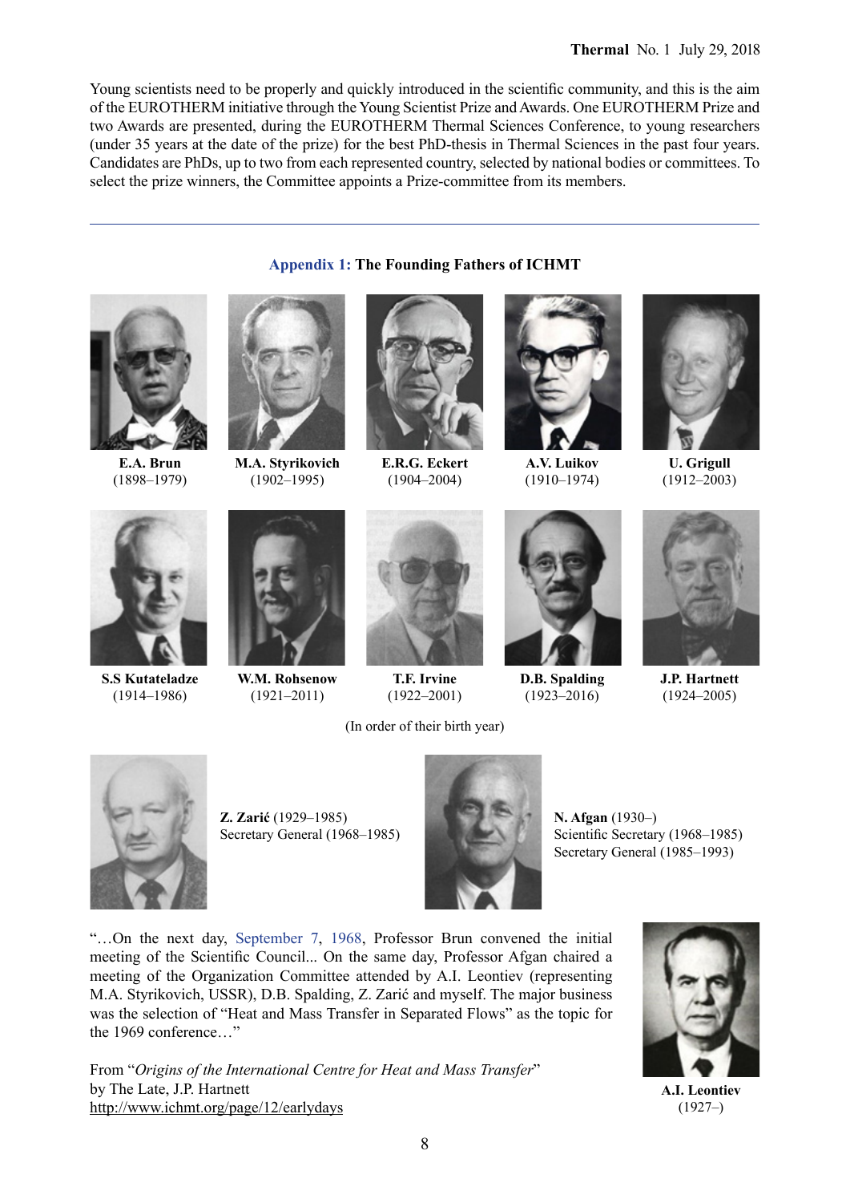Young scientists need to be properly and quickly introduced in the scientific community, and this is the aim of the EUROTHERM initiative through the Young Scientist Prize and Awards. One EUROTHERM Prize and two Awards are presented, during the EUROTHERM Thermal Sciences Conference, to young researchers (under 35 years at the date of the prize) for the best PhD-thesis in Thermal Sciences in the past four years. Candidates are PhDs, up to two from each represented country, selected by national bodies or committees. To select the prize winners, the Committee appoints a Prize-committee from its members.

---

## Appendix 1: The Founding Fathers of ICHMT

**E.A. Brun** (1898–1979)

**M.A. Styrikovich** (1902–1995)

**E.R.G. Eckert** (1904–2004)

**A.V. Luikov** (1910–1974)

**U. Grigull** (1912–2003)

**S.S Kutateladze** (1914–1986)

**W.M. Rohsenow** (1921–2011)

**T.F. Irvine** (1922–2001)

**D.B. Spalding** (1923–2016)

**J.P. Hartnett** (1924–2005)

(In order of their birth year)

**Z. Zarić** (1929–1985)
Secretary General (1968–1985)

**N. Afgan** (1930–)
Scientific Secretary (1968–1985)
Secretary General (1985–1993)

"…On the next day, September 7, 1968, Professor Brun convened the initial meeting of the Scientific Council... On the same day, Professor Afgan chaired a meeting of the Organization Committee attended by A.I. Leontiev (representing M.A. Styrikovich, USSR), D.B. Spalding, Z. Zarić and myself. The major business was the selection of "Heat and Mass Transfer in Separated Flows" as the topic for the 1969 conference…"

From "*Origins of the International Centre for Heat and Mass Transfer*"
by The Late, J.P. Hartnett
http://www.ichmt.org/page/12/earlydays

**A.I. Leontiev**
(1927–)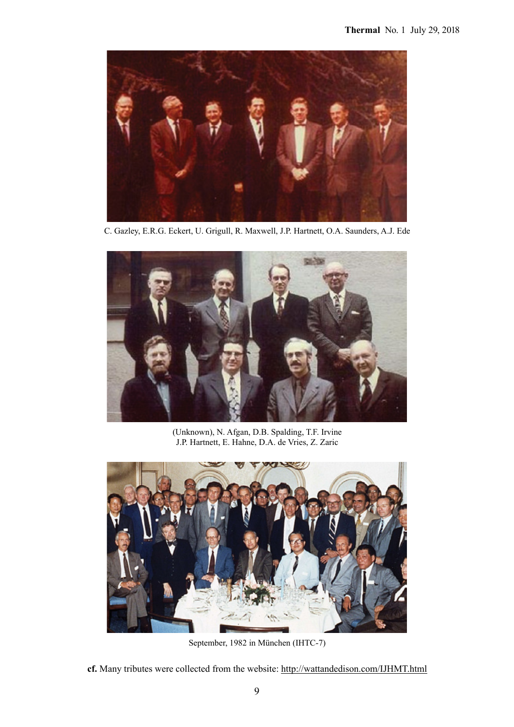C. Gazley, E.R.G. Eckert, U. Grigull, R. Maxwell, J.P. Hartnett, O.A. Saunders, A.J. Ede

(Unknown), N. Afgan, D.B. Spalding, T.F. Irvine
J.P. Hartnett, E. Hahne, D.A. de Vries, Z. Zaric

September, 1982 in München (IHTC-7)

**cf.** Many tributes were collected from the website: http://wattandedison.com/IJHMT.html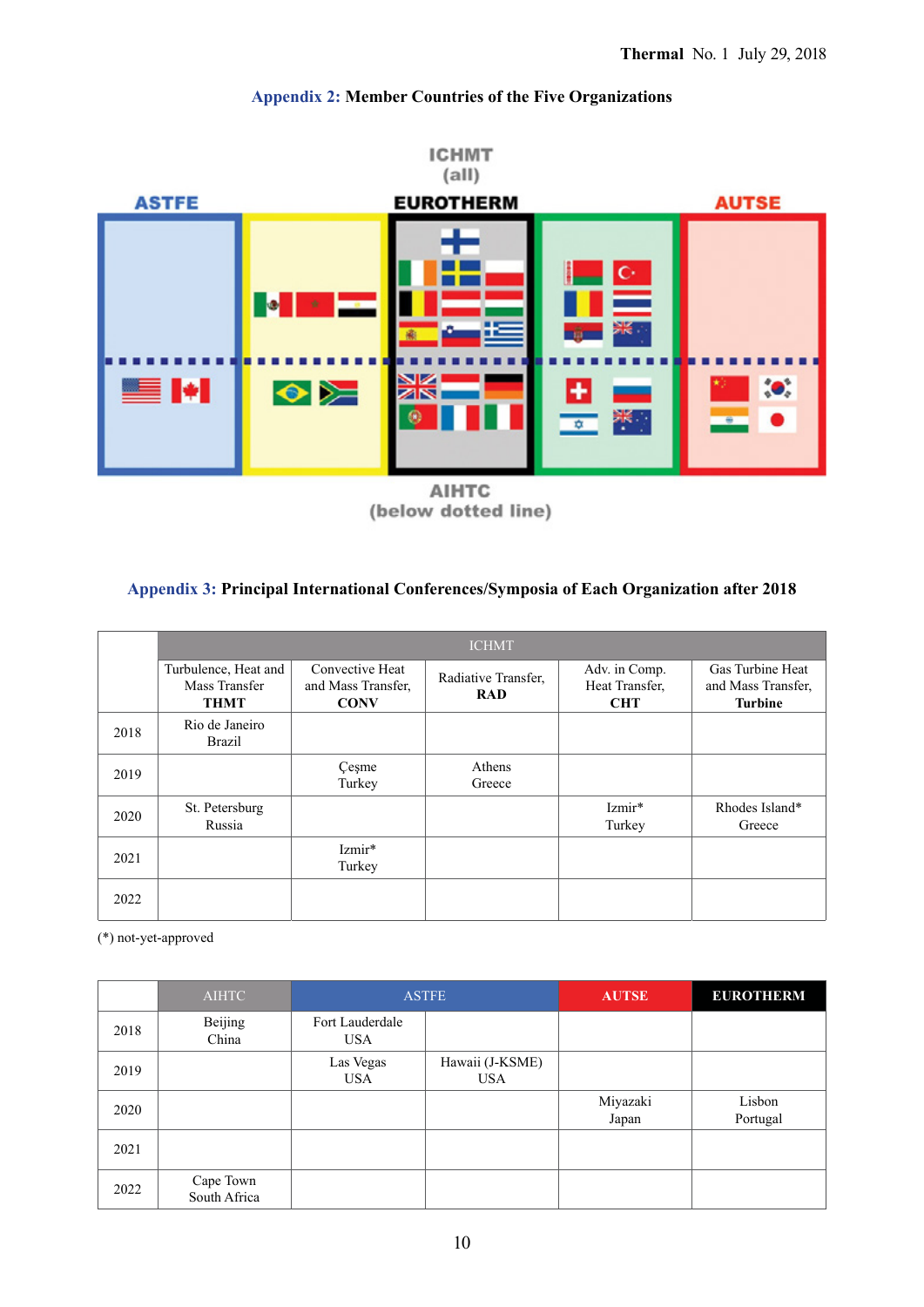## Appendix 2: Member Countries of the Five Organizations

ICHMT
(all)

ASTFE EUROTHERM AUTSE

AIHTC
(below dotted line)

## Appendix 3: Principal International Conferences/Symposia of Each Organization after 2018

| | ICHMT | | | | |
|---|---|---|---|---|---|
| | Turbulence, Heat and Mass Transfer **THMT** | Convective Heat and Mass Transfer, **CONV** | Radiative Transfer, **RAD** | Adv. in Comp. Heat Transfer, **CHT** | Gas Turbine Heat and Mass Transfer, **Turbine** |
| 2018 | Rio de Janeiro Brazil | | | | |
| 2019 | | Çeşme Turkey | Athens Greece | | |
| 2020 | St. Petersburg Russia | | | Izmir* Turkey | Rhodes Island* Greece |
| 2021 | | Izmir* Turkey | | | |
| 2022 | | | | | |

(*) not-yet-approved

| | AIHTC | ASTFE | | **AUTSE** | **EUROTHERM** |
|---|---|---|---|---|---|
| 2018 | Beijing China | Fort Lauderdale USA | | | |
| 2019 | | Las Vegas USA | Hawaii (J-KSME) USA | | |
| 2020 | | | | Miyazaki Japan | Lisbon Portugal |
| 2021 | | | | | |
| 2022 | Cape Town South Africa | | | | |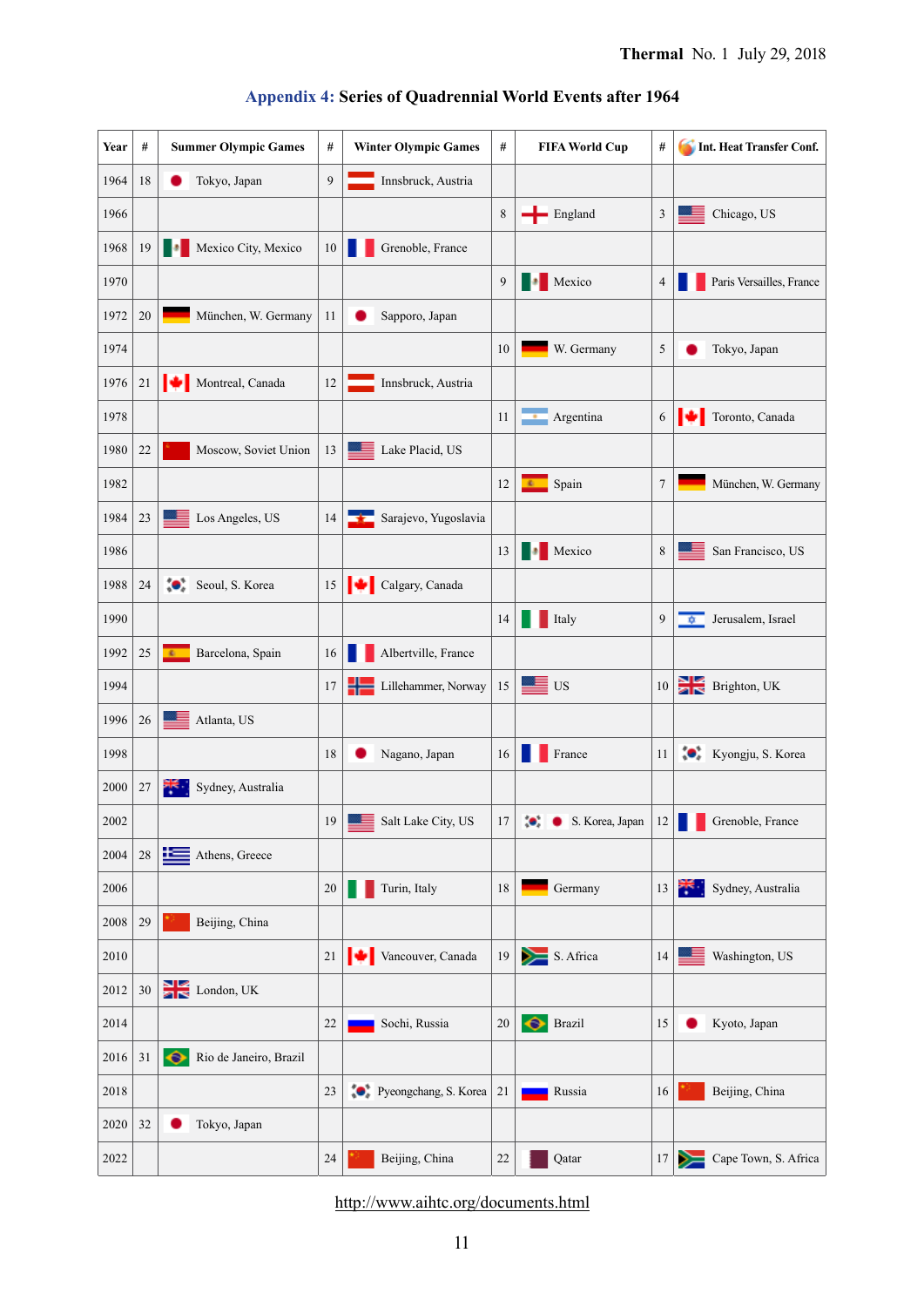## Appendix 4: Series of Quadrennial World Events after 1964

| Year | # | Summer Olympic Games | # | Winter Olympic Games | # | FIFA World Cup | # | Int. Heat Transfer Conf. |
|---|---|---|---|---|---|---|---|---|
| 1964 | 18 | Tokyo, Japan | 9 | Innsbruck, Austria | | | | |
| 1966 | | | | | 8 | England | 3 | Chicago, US |
| 1968 | 19 | Mexico City, Mexico | 10 | Grenoble, France | | | | |
| 1970 | | | | | 9 | Mexico | 4 | Paris Versailles, France |
| 1972 | 20 | München, W. Germany | 11 | Sapporo, Japan | | | | |
| 1974 | | | | | 10 | W. Germany | 5 | Tokyo, Japan |
| 1976 | 21 | Montreal, Canada | 12 | Innsbruck, Austria | | | | |
| 1978 | | | | | 11 | Argentina | 6 | Toronto, Canada |
| 1980 | 22 | Moscow, Soviet Union | 13 | Lake Placid, US | | | | |
| 1982 | | | | | 12 | Spain | 7 | München, W. Germany |
| 1984 | 23 | Los Angeles, US | 14 | Sarajevo, Yugoslavia | | | | |
| 1986 | | | | | 13 | Mexico | 8 | San Francisco, US |
| 1988 | 24 | Seoul, S. Korea | 15 | Calgary, Canada | | | | |
| 1990 | | | | | 14 | Italy | 9 | Jerusalem, Israel |
| 1992 | 25 | Barcelona, Spain | 16 | Albertville, France | | | | |
| 1994 | | | 17 | Lillehammer, Norway | 15 | US | 10 | Brighton, UK |
| 1996 | 26 | Atlanta, US | | | | | | |
| 1998 | | | 18 | Nagano, Japan | 16 | France | 11 | Kyongju, S. Korea |
| 2000 | 27 | Sydney, Australia | | | | | | |
| 2002 | | | 19 | Salt Lake City, US | 17 | S. Korea, Japan | 12 | Grenoble, France |
| 2004 | 28 | Athens, Greece | | | | | | |
| 2006 | | | 20 | Turin, Italy | 18 | Germany | 13 | Sydney, Australia |
| 2008 | 29 | Beijing, China | | | | | | |
| 2010 | | | 21 | Vancouver, Canada | 19 | S. Africa | 14 | Washington, US |
| 2012 | 30 | London, UK | | | | | | |
| 2014 | | | 22 | Sochi, Russia | 20 | Brazil | 15 | Kyoto, Japan |
| 2016 | 31 | Rio de Janeiro, Brazil | | | | | | |
| 2018 | | | 23 | Pyeongchang, S. Korea | 21 | Russia | 16 | Beijing, China |
| 2020 | 32 | Tokyo, Japan | | | | | | |
| 2022 | | | 24 | Beijing, China | 22 | Qatar | 17 | Cape Town, S. Africa |

http://www.aihtc.org/documents.html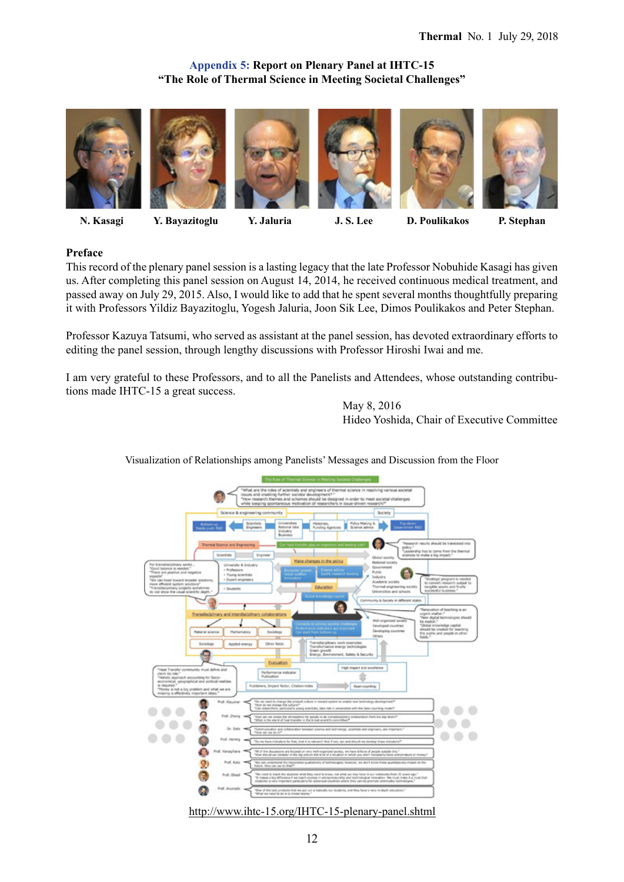**Appendix 5: Report on Plenary Panel at IHTC-15**
**"The Role of Thermal Science in Meeting Societal Challenges"**

N. Kasagi Y. Bayazitoglu Y. Jaluria J. S. Lee D. Poulikakos P. Stephan

## Preface

This record of the plenary panel session is a lasting legacy that the late Professor Nobuhide Kasagi has given us. After completing this panel session on August 14, 2014, he received continuous medical treatment, and passed away on July 29, 2015. Also, I would like to add that he spent several months thoughtfully preparing it with Professors Yildiz Bayazitoglu, Yogesh Jaluria, Joon Sik Lee, Dimos Poulikakos and Peter Stephan.

Professor Kazuya Tatsumi, who served as assistant at the panel session, has devoted extraordinary efforts to editing the panel session, through lengthy discussions with Professor Hiroshi Iwai and me.

I am very grateful to these Professors, and to all the Panelists and Attendees, whose outstanding contributions made IHTC-15 a great success.

May 8, 2016
Hideo Yoshida, Chair of Executive Committee

Visualization of Relationships among Panelists' Messages and Discussion from the Floor

http://www.ihtc-15.org/IHTC-15-plenary-panel.shtml